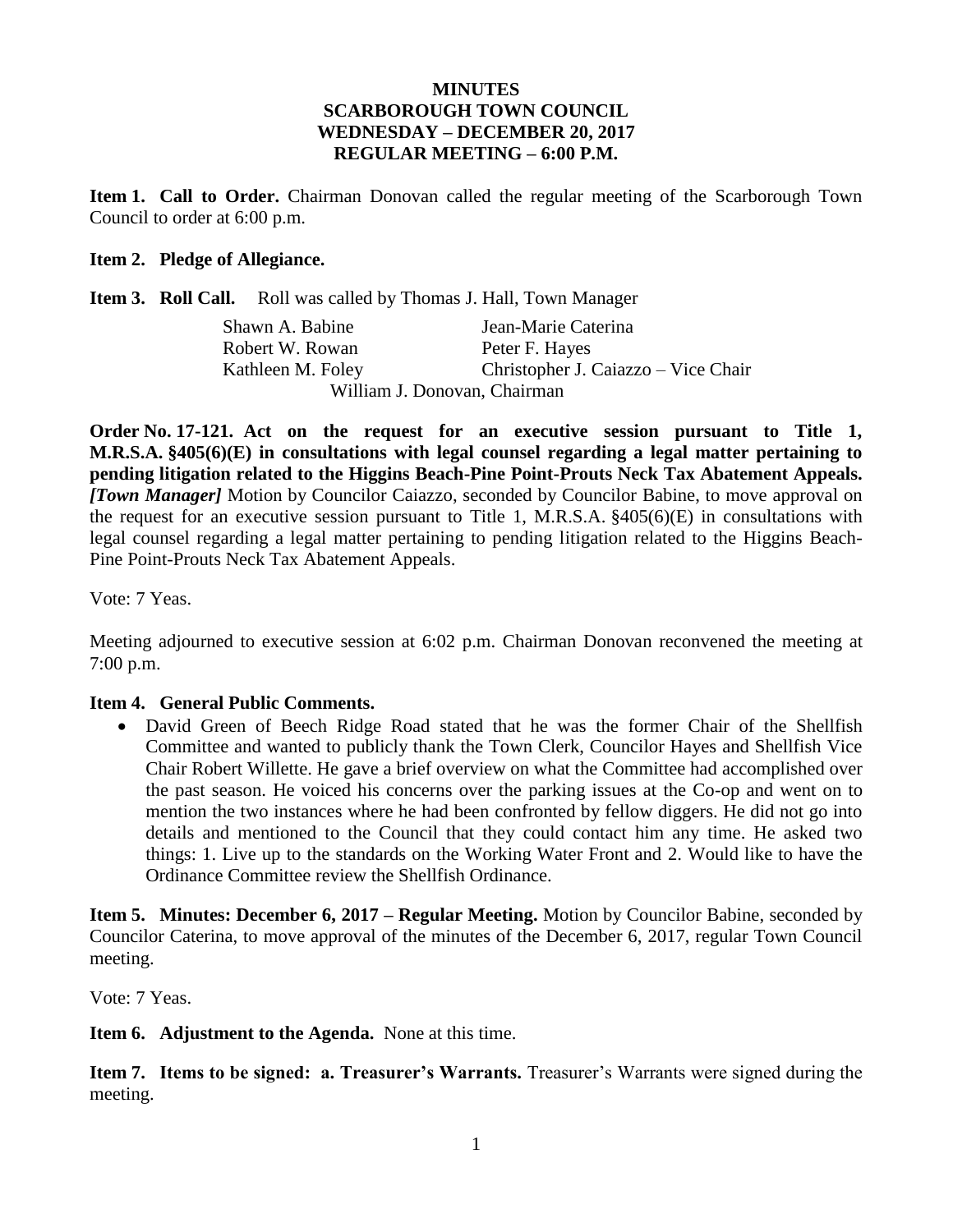# MINUTES
## SCARBOROUGH TOWN COUNCIL
## WEDNESDAY – DECEMBER 20, 2017
## REGULAR MEETING – 6:00 P.M.

**Item 1. Call to Order.** Chairman Donovan called the regular meeting of the Scarborough Town Council to order at 6:00 p.m.

**Item 2. Pledge of Allegiance.**

**Item 3. Roll Call.** Roll was called by Thomas J. Hall, Town Manager

| | |
|---|---|
| Shawn A. Babine | Jean-Marie Caterina |
| Robert W. Rowan | Peter F. Hayes |
| Kathleen M. Foley | Christopher J. Caiazzo – Vice Chair |

William J. Donovan, Chairman

**Order No. 17-121. Act on the request for an executive session pursuant to Title 1, M.R.S.A. §405(6)(E) in consultations with legal counsel regarding a legal matter pertaining to pending litigation related to the Higgins Beach-Pine Point-Prouts Neck Tax Abatement Appeals.** ***[Town Manager]*** Motion by Councilor Caiazzo, seconded by Councilor Babine, to move approval on the request for an executive session pursuant to Title 1, M.R.S.A. §405(6)(E) in consultations with legal counsel regarding a legal matter pertaining to pending litigation related to the Higgins Beach-Pine Point-Prouts Neck Tax Abatement Appeals.

Vote: 7 Yeas.

Meeting adjourned to executive session at 6:02 p.m. Chairman Donovan reconvened the meeting at 7:00 p.m.

**Item 4. General Public Comments.**

- David Green of Beech Ridge Road stated that he was the former Chair of the Shellfish Committee and wanted to publicly thank the Town Clerk, Councilor Hayes and Shellfish Vice Chair Robert Willette. He gave a brief overview on what the Committee had accomplished over the past season. He voiced his concerns over the parking issues at the Co-op and went on to mention the two instances where he had been confronted by fellow diggers. He did not go into details and mentioned to the Council that they could contact him any time. He asked two things: 1. Live up to the standards on the Working Water Front and 2. Would like to have the Ordinance Committee review the Shellfish Ordinance.

**Item 5. Minutes: December 6, 2017 – Regular Meeting.** Motion by Councilor Babine, seconded by Councilor Caterina, to move approval of the minutes of the December 6, 2017, regular Town Council meeting.

Vote: 7 Yeas.

**Item 6. Adjustment to the Agenda.** None at this time.

**Item 7. Items to be signed: a. Treasurer's Warrants.** Treasurer's Warrants were signed during the meeting.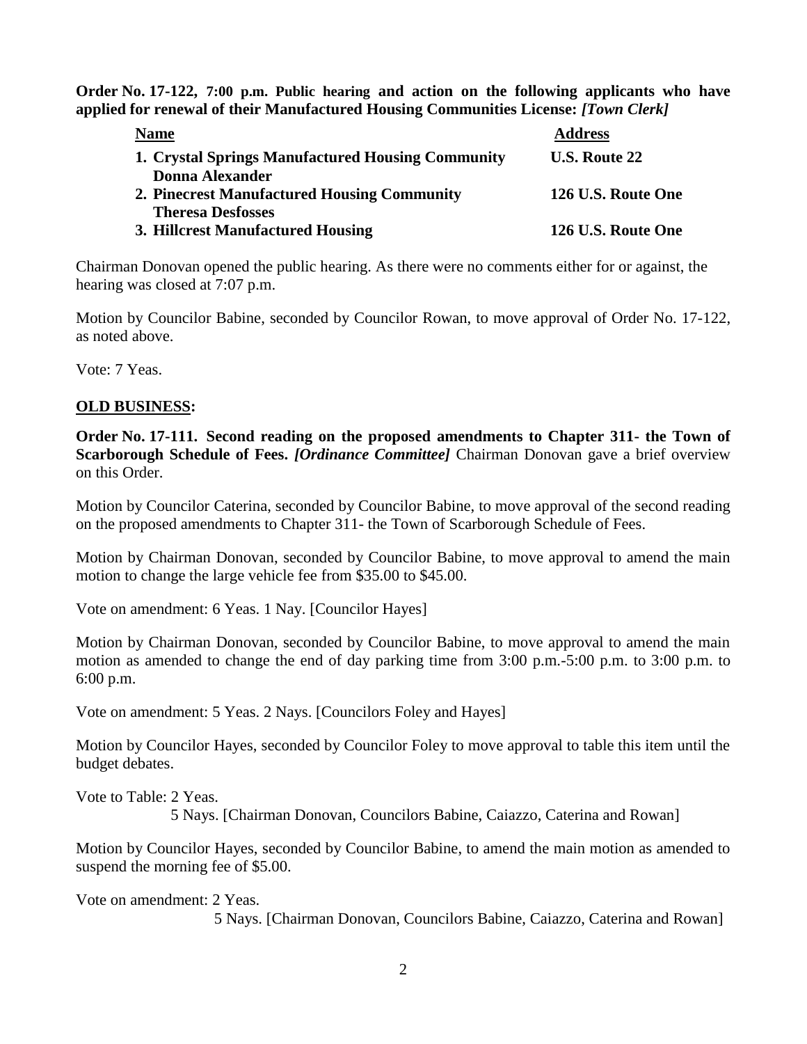**Order No. 17-122, 7:00 p.m. Public hearing and action on the following applicants who have applied for renewal of their Manufactured Housing Communities License:** ***[Town Clerk]***

| Name | Address |
| --- | --- |
| **1. Crystal Springs Manufactured Housing Community Donna Alexander** | **U.S. Route 22** |
| **2. Pinecrest Manufactured Housing Community Theresa Desfosses** | **126 U.S. Route One** |
| **3. Hillcrest Manufactured Housing** | **126 U.S. Route One** |

Chairman Donovan opened the public hearing. As there were no comments either for or against, the hearing was closed at 7:07 p.m.

Motion by Councilor Babine, seconded by Councilor Rowan, to move approval of Order No. 17-122, as noted above.

Vote: 7 Yeas.

**OLD BUSINESS:**

**Order No. 17-111. Second reading on the proposed amendments to Chapter 311- the Town of Scarborough Schedule of Fees.** ***[Ordinance Committee]*** Chairman Donovan gave a brief overview on this Order.

Motion by Councilor Caterina, seconded by Councilor Babine, to move approval of the second reading on the proposed amendments to Chapter 311- the Town of Scarborough Schedule of Fees.

Motion by Chairman Donovan, seconded by Councilor Babine, to move approval to amend the main motion to change the large vehicle fee from $35.00 to $45.00.

Vote on amendment: 6 Yeas. 1 Nay. [Councilor Hayes]

Motion by Chairman Donovan, seconded by Councilor Babine, to move approval to amend the main motion as amended to change the end of day parking time from 3:00 p.m.-5:00 p.m. to 3:00 p.m. to 6:00 p.m.

Vote on amendment: 5 Yeas. 2 Nays. [Councilors Foley and Hayes]

Motion by Councilor Hayes, seconded by Councilor Foley to move approval to table this item until the budget debates.

Vote to Table: 2 Yeas.
5 Nays. [Chairman Donovan, Councilors Babine, Caiazzo, Caterina and Rowan]

Motion by Councilor Hayes, seconded by Councilor Babine, to amend the main motion as amended to suspend the morning fee of $5.00.

Vote on amendment: 2 Yeas.
5 Nays. [Chairman Donovan, Councilors Babine, Caiazzo, Caterina and Rowan]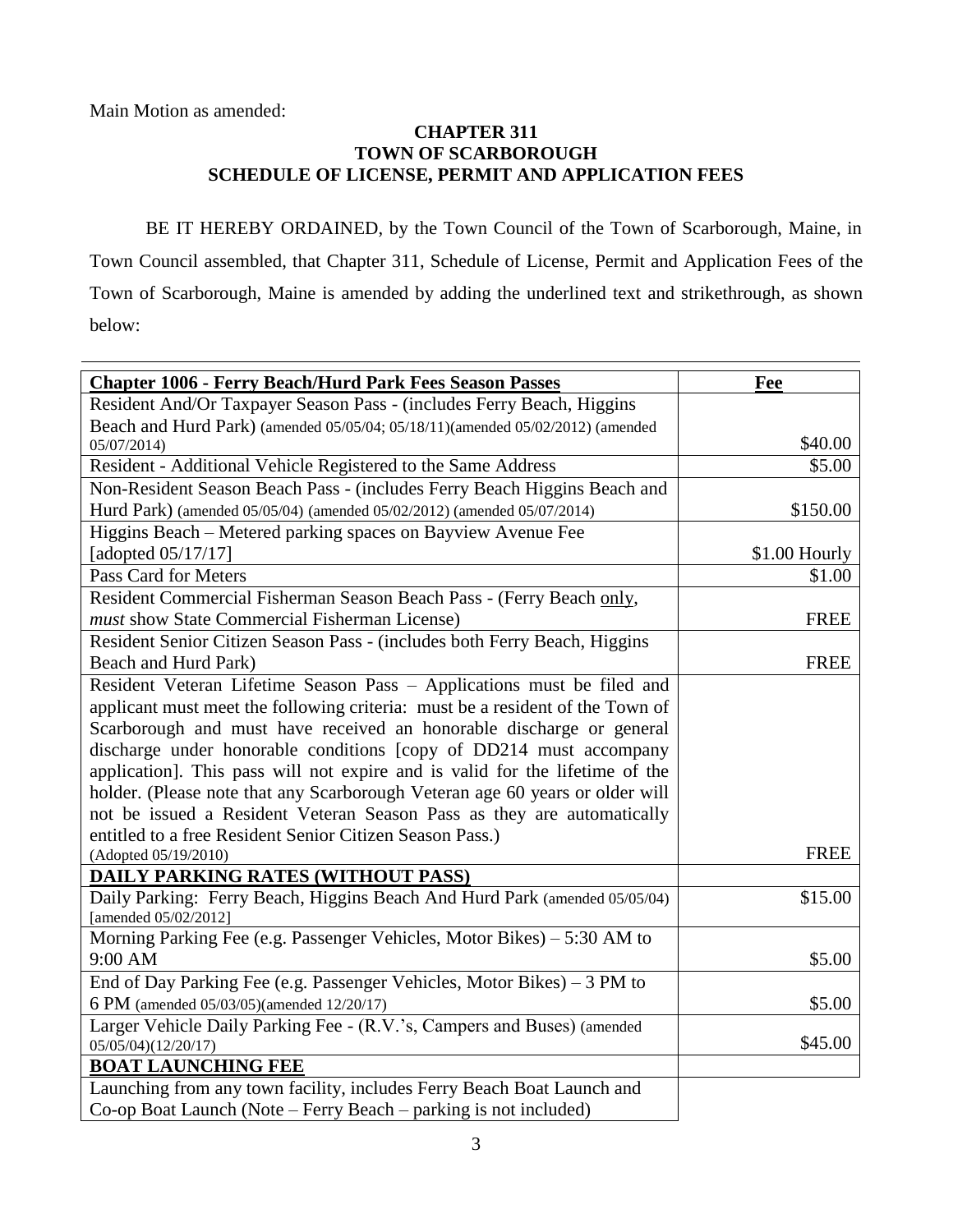Main Motion as amended:

**CHAPTER 311**
**TOWN OF SCARBOROUGH**
**SCHEDULE OF LICENSE, PERMIT AND APPLICATION FEES**

BE IT HEREBY ORDAINED, by the Town Council of the Town of Scarborough, Maine, in Town Council assembled, that Chapter 311, Schedule of License, Permit and Application Fees of the Town of Scarborough, Maine is amended by adding the underlined text and strikethrough, as shown below:

| **Chapter 1006 - Ferry Beach/Hurd Park Fees Season Passes** | **Fee** |
|---|---|
| Resident And/Or Taxpayer Season Pass - (includes Ferry Beach, Higgins Beach and Hurd Park) (amended 05/05/04; 05/18/11)(amended 05/02/2012) (amended 05/07/2014) | $40.00 |
| Resident - Additional Vehicle Registered to the Same Address | $5.00 |
| Non-Resident Season Beach Pass - (includes Ferry Beach Higgins Beach and Hurd Park) (amended 05/05/04) (amended 05/02/2012) (amended 05/07/2014) | $150.00 |
| Higgins Beach – Metered parking spaces on Bayview Avenue Fee [adopted 05/17/17] | $1.00 Hourly |
| Pass Card for Meters | $1.00 |
| Resident Commercial Fisherman Season Beach Pass - (Ferry Beach only, *must* show State Commercial Fisherman License) | FREE |
| Resident Senior Citizen Season Pass - (includes both Ferry Beach, Higgins Beach and Hurd Park) | FREE |
| Resident Veteran Lifetime Season Pass – Applications must be filed and applicant must meet the following criteria: must be a resident of the Town of Scarborough and must have received an honorable discharge or general discharge under honorable conditions [copy of DD214 must accompany application]. This pass will not expire and is valid for the lifetime of the holder. (Please note that any Scarborough Veteran age 60 years or older will not be issued a Resident Veteran Season Pass as they are automatically entitled to a free Resident Senior Citizen Season Pass.) (Adopted 05/19/2010) | FREE |
| **DAILY PARKING RATES (WITHOUT PASS)** | |
| Daily Parking: Ferry Beach, Higgins Beach And Hurd Park (amended 05/05/04) [amended 05/02/2012] | $15.00 |
| Morning Parking Fee (e.g. Passenger Vehicles, Motor Bikes) – 5:30 AM to 9:00 AM | $5.00 |
| End of Day Parking Fee (e.g. Passenger Vehicles, Motor Bikes) – 3 PM to 6 PM (amended 05/03/05)(amended 12/20/17) | $5.00 |
| Larger Vehicle Daily Parking Fee - (R.V.'s, Campers and Buses) (amended 05/05/04)(12/20/17) | $45.00 |
| **BOAT LAUNCHING FEE** | |
| Launching from any town facility, includes Ferry Beach Boat Launch and Co-op Boat Launch (Note – Ferry Beach – parking is not included) | |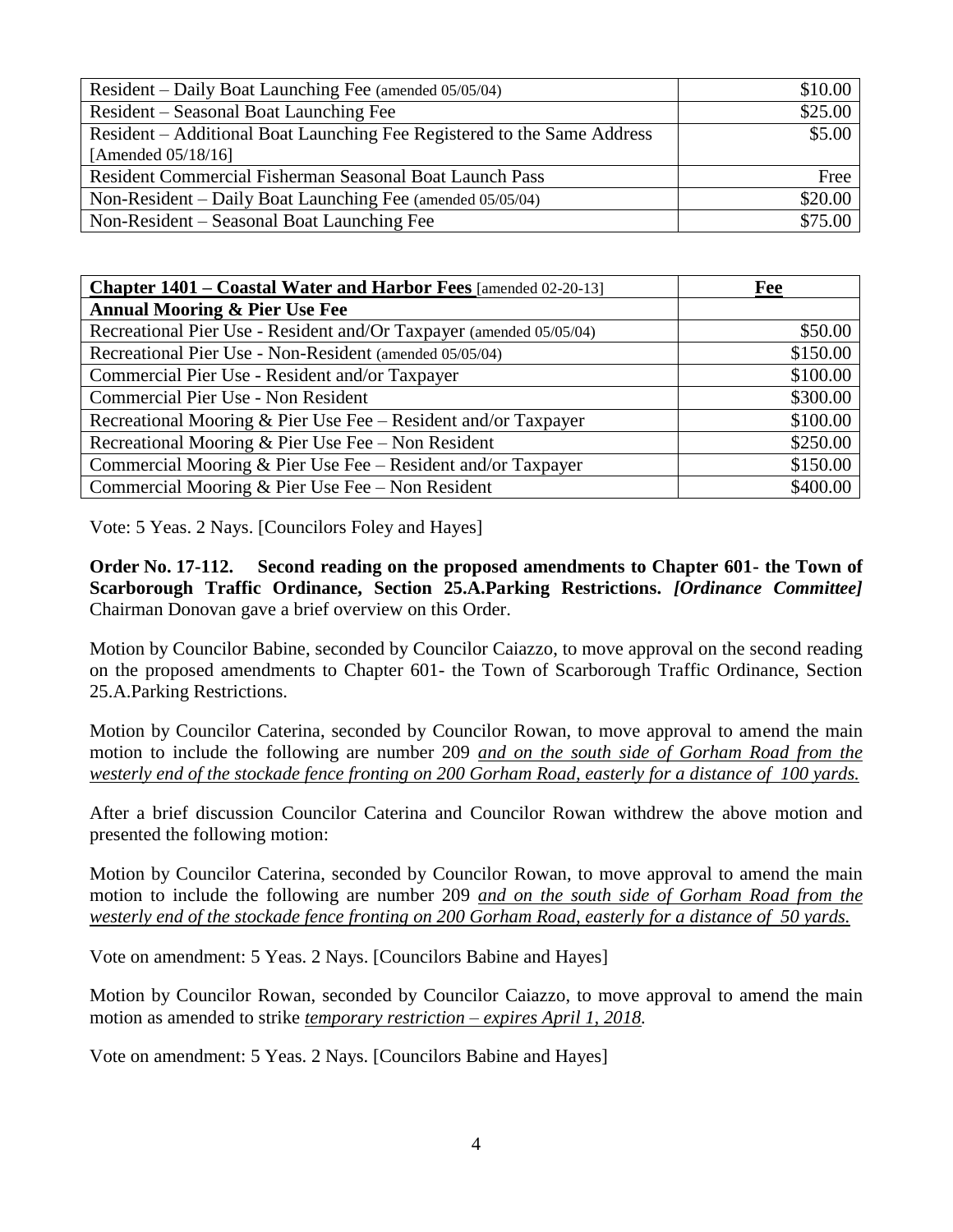| | |
|---|---|
| Resident – Daily Boat Launching Fee (amended 05/05/04) | \$10.00 |
| Resident – Seasonal Boat Launching Fee | \$25.00 |
| Resident – Additional Boat Launching Fee Registered to the Same Address [Amended 05/18/16] | \$5.00 |
| Resident Commercial Fisherman Seasonal Boat Launch Pass | Free |
| Non-Resident – Daily Boat Launching Fee (amended 05/05/04) | \$20.00 |
| Non-Resident – Seasonal Boat Launching Fee | \$75.00 |

| **Chapter 1401 – Coastal Water and Harbor Fees** [amended 02-20-13] | **Fee** |
|---|---|
| **Annual Mooring & Pier Use Fee** | |
| Recreational Pier Use - Resident and/Or Taxpayer (amended 05/05/04) | \$50.00 |
| Recreational Pier Use - Non-Resident (amended 05/05/04) | \$150.00 |
| Commercial Pier Use - Resident and/or Taxpayer | \$100.00 |
| Commercial Pier Use - Non Resident | \$300.00 |
| Recreational Mooring & Pier Use Fee – Resident and/or Taxpayer | \$100.00 |
| Recreational Mooring & Pier Use Fee – Non Resident | \$250.00 |
| Commercial Mooring & Pier Use Fee – Resident and/or Taxpayer | \$150.00 |
| Commercial Mooring & Pier Use Fee – Non Resident | \$400.00 |

Vote: 5 Yeas. 2 Nays. [Councilors Foley and Hayes]

**Order No. 17-112. Second reading on the proposed amendments to Chapter 601- the Town of Scarborough Traffic Ordinance, Section 25.A.Parking Restrictions.** ***[Ordinance Committee]*** Chairman Donovan gave a brief overview on this Order.

Motion by Councilor Babine, seconded by Councilor Caiazzo, to move approval on the second reading on the proposed amendments to Chapter 601- the Town of Scarborough Traffic Ordinance, Section 25.A.Parking Restrictions.

Motion by Councilor Caterina, seconded by Councilor Rowan, to move approval to amend the main motion to include the following are number 209 *and on the south side of Gorham Road from the westerly end of the stockade fence fronting on 200 Gorham Road, easterly for a distance of 100 yards.*

After a brief discussion Councilor Caterina and Councilor Rowan withdrew the above motion and presented the following motion:

Motion by Councilor Caterina, seconded by Councilor Rowan, to move approval to amend the main motion to include the following are number 209 *and on the south side of Gorham Road from the westerly end of the stockade fence fronting on 200 Gorham Road, easterly for a distance of 50 yards.*

Vote on amendment: 5 Yeas. 2 Nays. [Councilors Babine and Hayes]

Motion by Councilor Rowan, seconded by Councilor Caiazzo, to move approval to amend the main motion as amended to strike *temporary restriction – expires April 1, 2018.*

Vote on amendment: 5 Yeas. 2 Nays. [Councilors Babine and Hayes]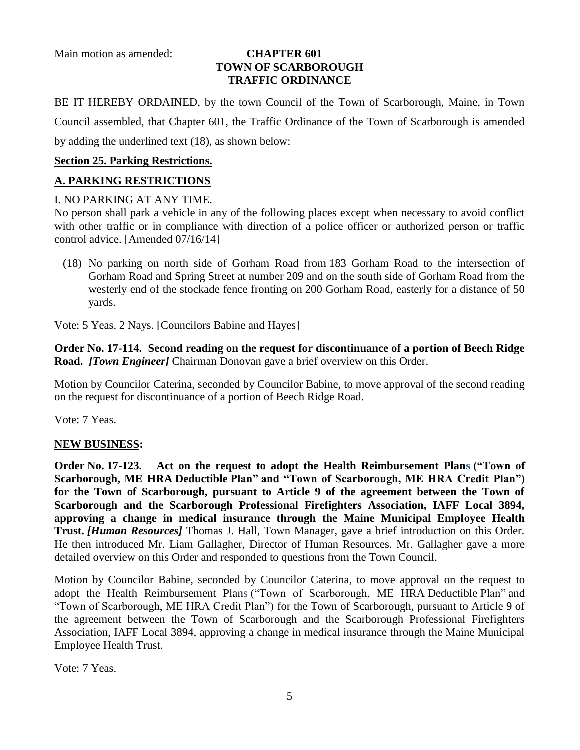Main motion as amended:

**CHAPTER 601**
**TOWN OF SCARBOROUGH**
**TRAFFIC ORDINANCE**

BE IT HEREBY ORDAINED, by the town Council of the Town of Scarborough, Maine, in Town Council assembled, that Chapter 601, the Traffic Ordinance of the Town of Scarborough is amended by adding the underlined text (18), as shown below:

**Section 25. Parking Restrictions.**

**A. PARKING RESTRICTIONS**

I. NO PARKING AT ANY TIME.

No person shall park a vehicle in any of the following places except when necessary to avoid conflict with other traffic or in compliance with direction of a police officer or authorized person or traffic control advice. [Amended 07/16/14]

(18) No parking on north side of Gorham Road from 183 Gorham Road to the intersection of Gorham Road and Spring Street at number 209 and on the south side of Gorham Road from the westerly end of the stockade fence fronting on 200 Gorham Road, easterly for a distance of 50 yards.

Vote: 5 Yeas. 2 Nays. [Councilors Babine and Hayes]

**Order No. 17-114. Second reading on the request for discontinuance of a portion of Beech Ridge Road.** ***[Town Engineer]*** Chairman Donovan gave a brief overview on this Order.

Motion by Councilor Caterina, seconded by Councilor Babine, to move approval of the second reading on the request for discontinuance of a portion of Beech Ridge Road.

Vote: 7 Yeas.

**NEW BUSINESS:**

**Order No. 17-123. Act on the request to adopt the Health Reimbursement Plans ("Town of Scarborough, ME HRA Deductible Plan" and "Town of Scarborough, ME HRA Credit Plan") for the Town of Scarborough, pursuant to Article 9 of the agreement between the Town of Scarborough and the Scarborough Professional Firefighters Association, IAFF Local 3894, approving a change in medical insurance through the Maine Municipal Employee Health Trust.** ***[Human Resources]*** Thomas J. Hall, Town Manager, gave a brief introduction on this Order. He then introduced Mr. Liam Gallagher, Director of Human Resources. Mr. Gallagher gave a more detailed overview on this Order and responded to questions from the Town Council.

Motion by Councilor Babine, seconded by Councilor Caterina, to move approval on the request to adopt the Health Reimbursement Plans ("Town of Scarborough, ME HRA Deductible Plan" and "Town of Scarborough, ME HRA Credit Plan") for the Town of Scarborough, pursuant to Article 9 of the agreement between the Town of Scarborough and the Scarborough Professional Firefighters Association, IAFF Local 3894, approving a change in medical insurance through the Maine Municipal Employee Health Trust.

Vote: 7 Yeas.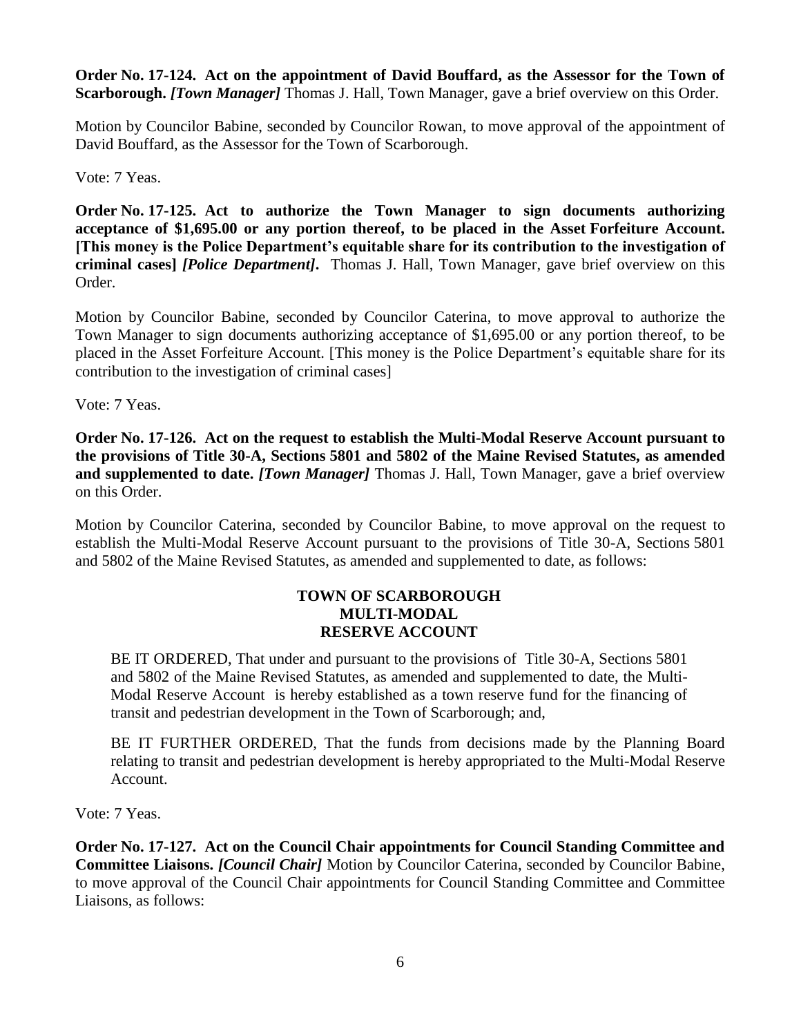**Order No. 17-124. Act on the appointment of David Bouffard, as the Assessor for the Town of Scarborough.** ***[Town Manager]*** Thomas J. Hall, Town Manager, gave a brief overview on this Order.

Motion by Councilor Babine, seconded by Councilor Rowan, to move approval of the appointment of David Bouffard, as the Assessor for the Town of Scarborough.

Vote: 7 Yeas.

**Order No. 17-125. Act to authorize the Town Manager to sign documents authorizing acceptance of $1,695.00 or any portion thereof, to be placed in the Asset Forfeiture Account. [This money is the Police Department's equitable share for its contribution to the investigation of criminal cases]** ***[Police Department]*****.** Thomas J. Hall, Town Manager, gave brief overview on this Order.

Motion by Councilor Babine, seconded by Councilor Caterina, to move approval to authorize the Town Manager to sign documents authorizing acceptance of $1,695.00 or any portion thereof, to be placed in the Asset Forfeiture Account. [This money is the Police Department's equitable share for its contribution to the investigation of criminal cases]

Vote: 7 Yeas.

**Order No. 17-126. Act on the request to establish the Multi-Modal Reserve Account pursuant to the provisions of Title 30-A, Sections 5801 and 5802 of the Maine Revised Statutes, as amended and supplemented to date.** ***[Town Manager]*** Thomas J. Hall, Town Manager, gave a brief overview on this Order.

Motion by Councilor Caterina, seconded by Councilor Babine, to move approval on the request to establish the Multi-Modal Reserve Account pursuant to the provisions of Title 30-A, Sections 5801 and 5802 of the Maine Revised Statutes, as amended and supplemented to date, as follows:

**TOWN OF SCARBOROUGH**
**MULTI-MODAL**
**RESERVE ACCOUNT**

BE IT ORDERED, That under and pursuant to the provisions of Title 30-A, Sections 5801 and 5802 of the Maine Revised Statutes, as amended and supplemented to date, the Multi-Modal Reserve Account is hereby established as a town reserve fund for the financing of transit and pedestrian development in the Town of Scarborough; and,

BE IT FURTHER ORDERED, That the funds from decisions made by the Planning Board relating to transit and pedestrian development is hereby appropriated to the Multi-Modal Reserve Account.

Vote: 7 Yeas.

**Order No. 17-127. Act on the Council Chair appointments for Council Standing Committee and Committee Liaisons.** ***[Council Chair]*** Motion by Councilor Caterina, seconded by Councilor Babine, to move approval of the Council Chair appointments for Council Standing Committee and Committee Liaisons, as follows: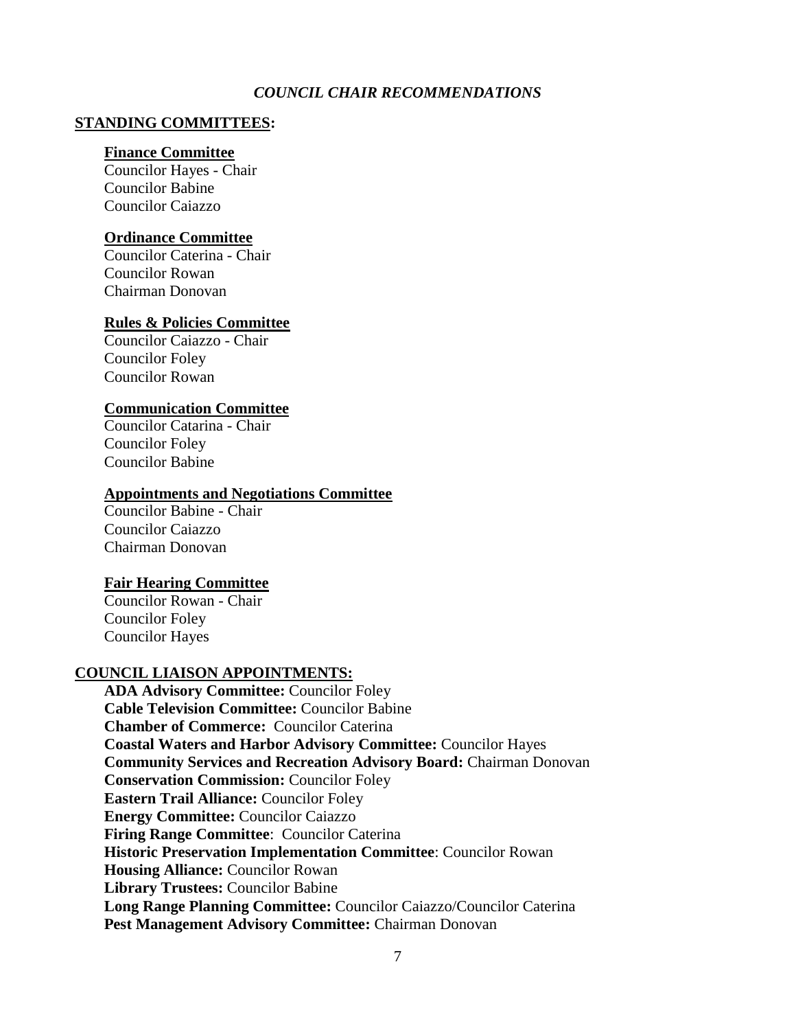***COUNCIL CHAIR RECOMMENDATIONS***

## STANDING COMMITTEES:

### Finance Committee

Councilor Hayes - Chair
Councilor Babine
Councilor Caiazzo

### Ordinance Committee

Councilor Caterina - Chair
Councilor Rowan
Chairman Donovan

### Rules & Policies Committee

Councilor Caiazzo - Chair
Councilor Foley
Councilor Rowan

### Communication Committee

Councilor Catarina - Chair
Councilor Foley
Councilor Babine

### Appointments and Negotiations Committee

Councilor Babine - Chair
Councilor Caiazzo
Chairman Donovan

### Fair Hearing Committee

Councilor Rowan - Chair
Councilor Foley
Councilor Hayes

## COUNCIL LIAISON APPOINTMENTS:

**ADA Advisory Committee:** Councilor Foley
**Cable Television Committee:** Councilor Babine
**Chamber of Commerce:** Councilor Caterina
**Coastal Waters and Harbor Advisory Committee:** Councilor Hayes
**Community Services and Recreation Advisory Board:** Chairman Donovan
**Conservation Commission:** Councilor Foley
**Eastern Trail Alliance:** Councilor Foley
**Energy Committee:** Councilor Caiazzo
**Firing Range Committee**: Councilor Caterina
**Historic Preservation Implementation Committee**: Councilor Rowan
**Housing Alliance:** Councilor Rowan
**Library Trustees:** Councilor Babine
**Long Range Planning Committee:** Councilor Caiazzo/Councilor Caterina
**Pest Management Advisory Committee:** Chairman Donovan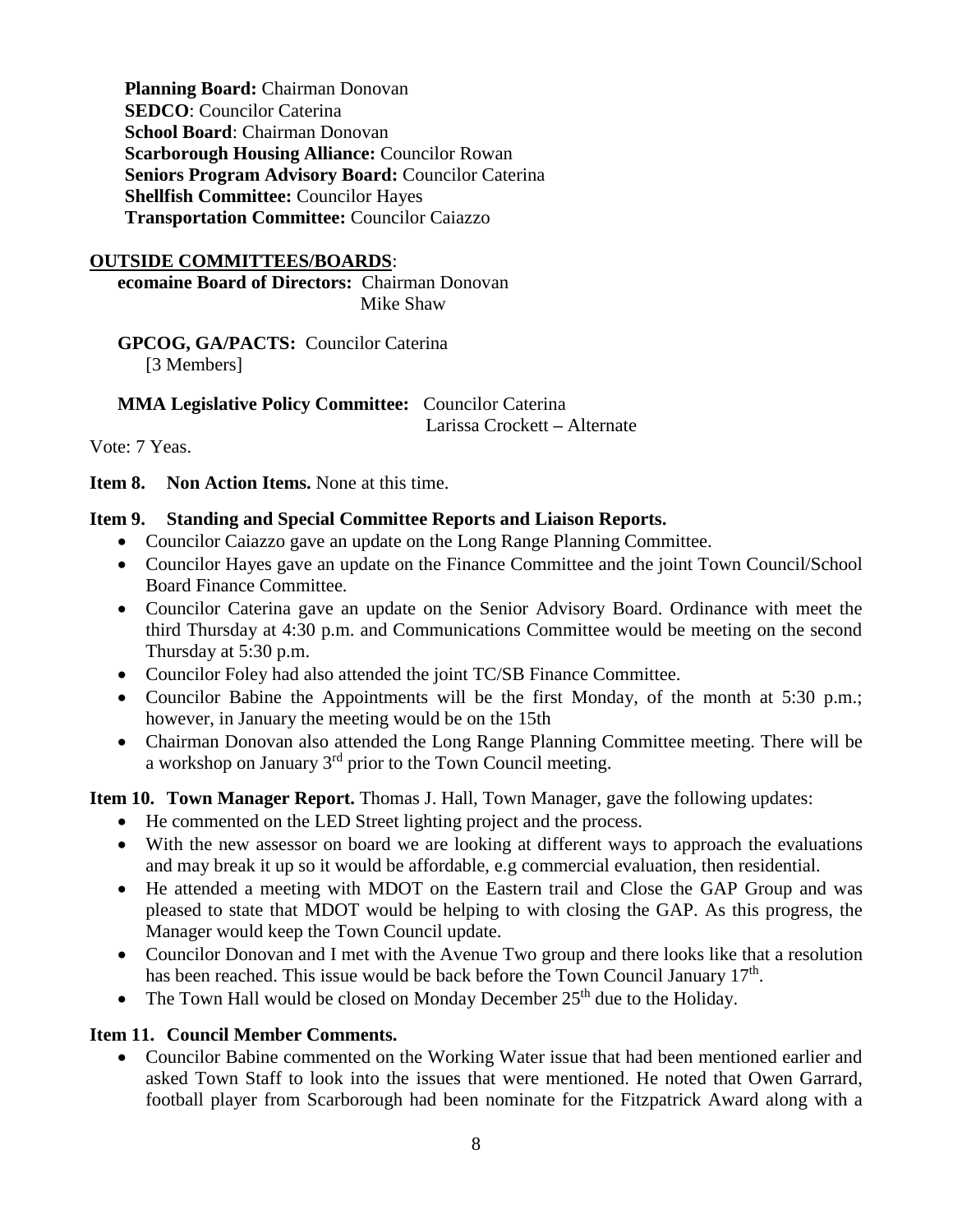**Planning Board:** Chairman Donovan
**SEDCO**: Councilor Caterina
**School Board**: Chairman Donovan
**Scarborough Housing Alliance:** Councilor Rowan
**Seniors Program Advisory Board:** Councilor Caterina
**Shellfish Committee:** Councilor Hayes
**Transportation Committee:** Councilor Caiazzo

**OUTSIDE COMMITTEES/BOARDS**:

**ecomaine Board of Directors:** Chairman Donovan
Mike Shaw

**GPCOG, GA/PACTS:** Councilor Caterina
[3 Members]

**MMA Legislative Policy Committee:** Councilor Caterina
Larissa Crockett – Alternate

Vote: 7 Yeas.

**Item 8. Non Action Items.** None at this time.

**Item 9. Standing and Special Committee Reports and Liaison Reports.**

- Councilor Caiazzo gave an update on the Long Range Planning Committee.
- Councilor Hayes gave an update on the Finance Committee and the joint Town Council/School Board Finance Committee.
- Councilor Caterina gave an update on the Senior Advisory Board. Ordinance with meet the third Thursday at 4:30 p.m. and Communications Committee would be meeting on the second Thursday at 5:30 p.m.
- Councilor Foley had also attended the joint TC/SB Finance Committee.
- Councilor Babine the Appointments will be the first Monday, of the month at 5:30 p.m.; however, in January the meeting would be on the 15th
- Chairman Donovan also attended the Long Range Planning Committee meeting. There will be a workshop on January 3rd prior to the Town Council meeting.

**Item 10. Town Manager Report.** Thomas J. Hall, Town Manager, gave the following updates:

- He commented on the LED Street lighting project and the process.
- With the new assessor on board we are looking at different ways to approach the evaluations and may break it up so it would be affordable, e.g commercial evaluation, then residential.
- He attended a meeting with MDOT on the Eastern trail and Close the GAP Group and was pleased to state that MDOT would be helping to with closing the GAP. As this progress, the Manager would keep the Town Council update.
- Councilor Donovan and I met with the Avenue Two group and there looks like that a resolution has been reached. This issue would be back before the Town Council January 17th.
- The Town Hall would be closed on Monday December 25th due to the Holiday.

**Item 11. Council Member Comments.**

- Councilor Babine commented on the Working Water issue that had been mentioned earlier and asked Town Staff to look into the issues that were mentioned. He noted that Owen Garrard, football player from Scarborough had been nominate for the Fitzpatrick Award along with a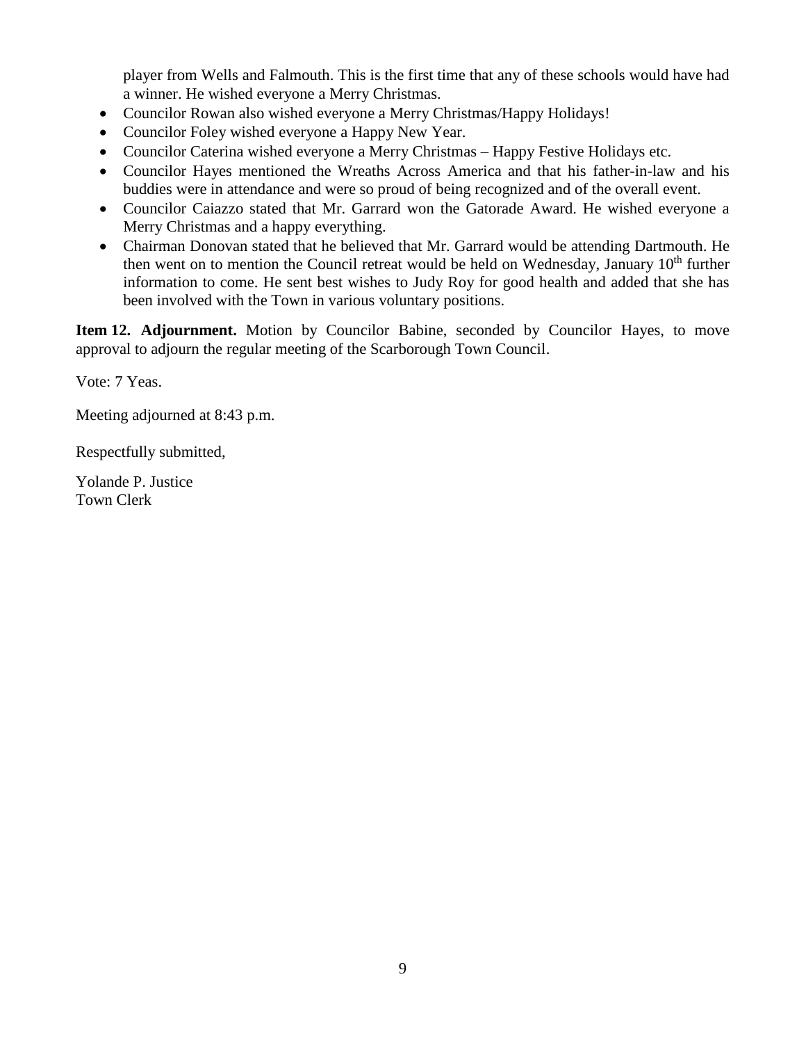player from Wells and Falmouth. This is the first time that any of these schools would have had a winner. He wished everyone a Merry Christmas.

- Councilor Rowan also wished everyone a Merry Christmas/Happy Holidays!
- Councilor Foley wished everyone a Happy New Year.
- Councilor Caterina wished everyone a Merry Christmas – Happy Festive Holidays etc.
- Councilor Hayes mentioned the Wreaths Across America and that his father-in-law and his buddies were in attendance and were so proud of being recognized and of the overall event.
- Councilor Caiazzo stated that Mr. Garrard won the Gatorade Award. He wished everyone a Merry Christmas and a happy everything.
- Chairman Donovan stated that he believed that Mr. Garrard would be attending Dartmouth. He then went on to mention the Council retreat would be held on Wednesday, January 10th further information to come. He sent best wishes to Judy Roy for good health and added that she has been involved with the Town in various voluntary positions.

**Item 12. Adjournment.** Motion by Councilor Babine, seconded by Councilor Hayes, to move approval to adjourn the regular meeting of the Scarborough Town Council.

Vote: 7 Yeas.

Meeting adjourned at 8:43 p.m.

Respectfully submitted,

Yolande P. Justice
Town Clerk